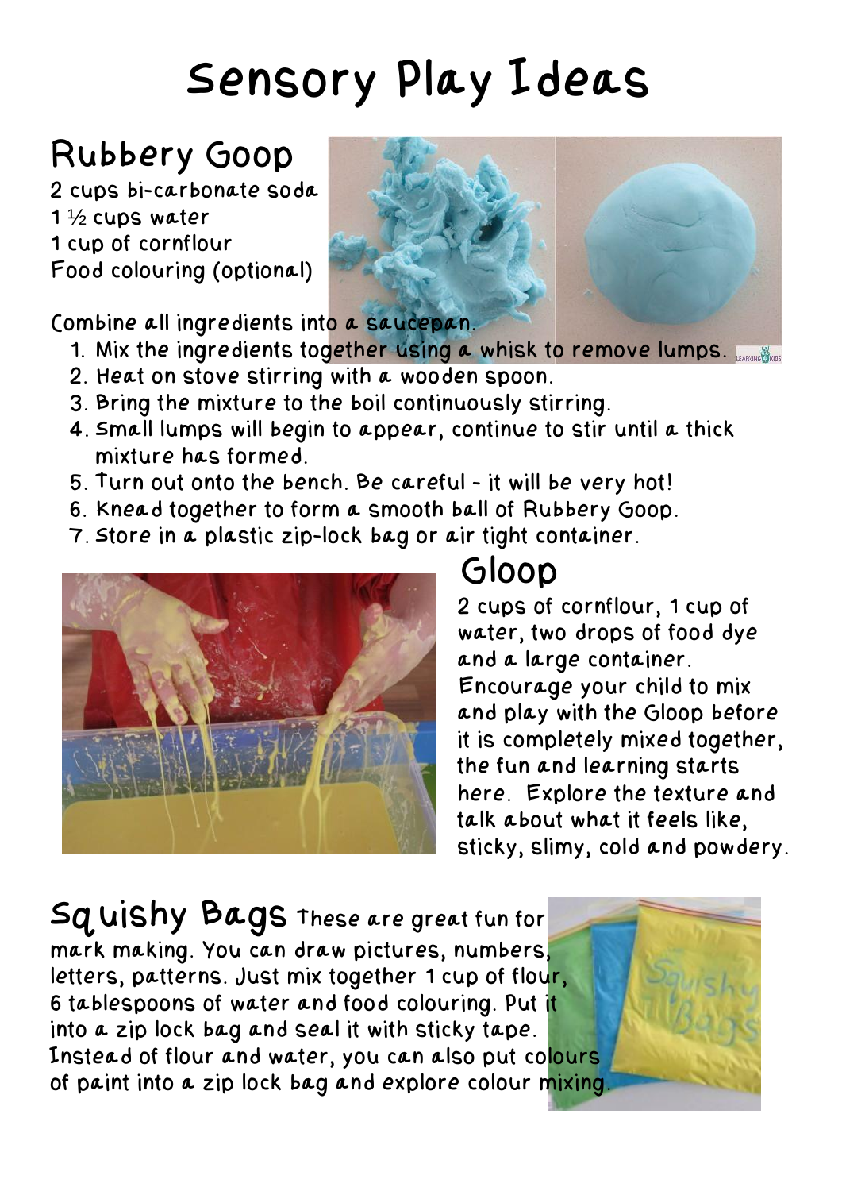# Sensory Play Ideas

## Rubbery Goop

2 cups bi-carbonate soda
1 ½ cups water
1 cup of cornflour
Food colouring (optional)

Combine all ingredients into a saucepan.

1. Mix the ingredients together using a whisk to remove lumps.
2. Heat on stove stirring with a wooden spoon.
3. Bring the mixture to the boil continuously stirring.
4. Small lumps will begin to appear, continue to stir until a thick mixture has formed.
5. Turn out onto the bench. Be careful - it will be very hot!
6. Knead together to form a smooth ball of Rubbery Goop.
7. Store in a plastic zip-lock bag or air tight container.

## Gloop

2 cups of cornflour, 1 cup of water, two drops of food dye and a large container. Encourage your child to mix and play with the Gloop before it is completely mixed together, the fun and learning starts here. Explore the texture and talk about what it feels like, sticky, slimy, cold and powdery.

## Squishy Bags

These are great fun for mark making. You can draw pictures, numbers, letters, patterns. Just mix together 1 cup of flour, 6 tablespoons of water and food colouring. Put it into a zip lock bag and seal it with sticky tape. Instead of flour and water, you can also put colours of paint into a zip lock bag and explore colour mixing.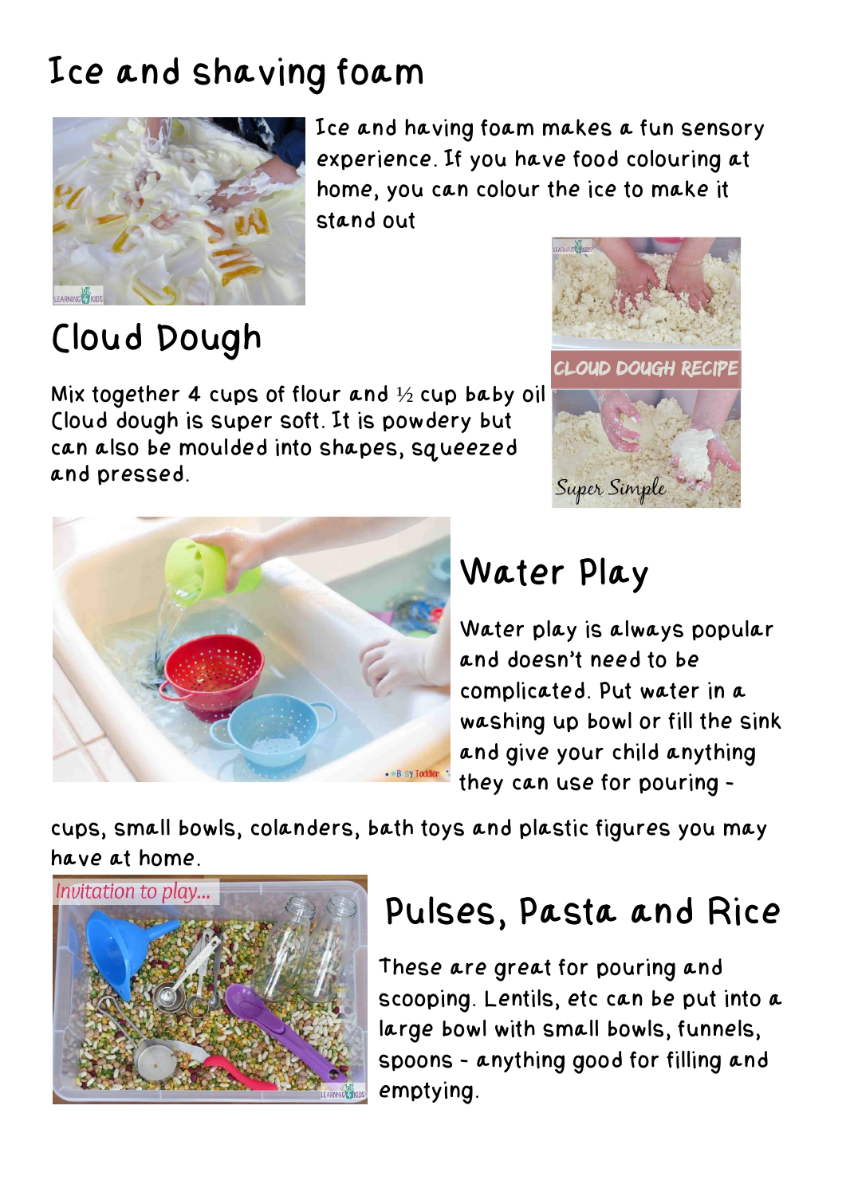# Ice and shaving foam

Ice and having foam makes a fun sensory experience. If you have food colouring at home, you can colour the ice to make it stand out

# Cloud Dough

Mix together 4 cups of flour and ½ cup baby oil Cloud dough is super soft. It is powdery but can also be moulded into shapes, squeezed and pressed.

# Water Play

Water play is always popular and doesn't need to be complicated. Put water in a washing up bowl or fill the sink and give your child anything they can use for pouring - cups, small bowls, colanders, bath toys and plastic figures you may have at home.

# Pulses, Pasta and Rice

These are great for pouring and scooping. Lentils, etc can be put into a large bowl with small bowls, funnels, spoons - anything good for filling and emptying.